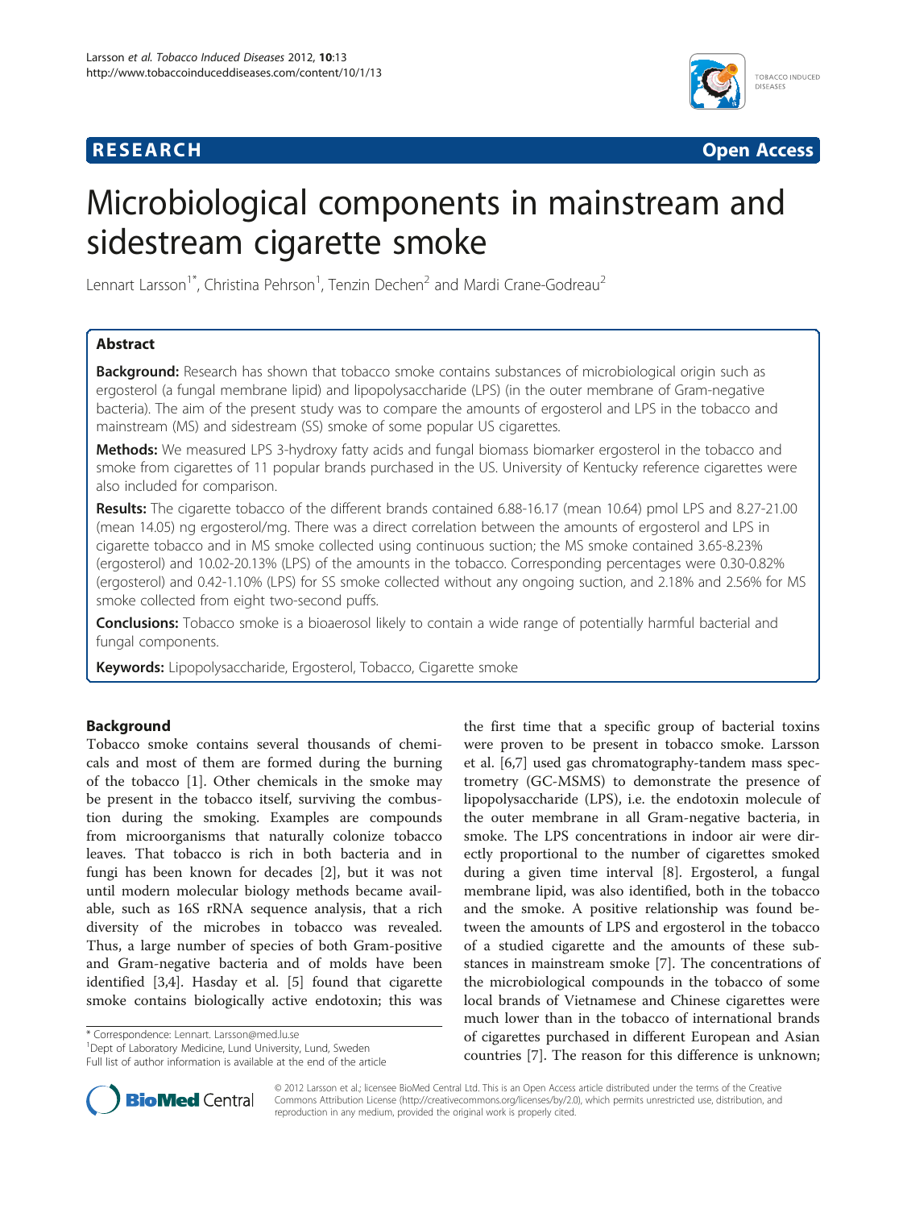**RESEARCH** **Open Access**

# Microbiological components in mainstream and sidestream cigarette smoke

Lennart Larsson[1*], Christina Pehrson[1], Tenzin Dechen[2] and Mardi Crane-Godreau[2]

## Abstract

**Background:** Research has shown that tobacco smoke contains substances of microbiological origin such as ergosterol (a fungal membrane lipid) and lipopolysaccharide (LPS) (in the outer membrane of Gram-negative bacteria). The aim of the present study was to compare the amounts of ergosterol and LPS in the tobacco and mainstream (MS) and sidestream (SS) smoke of some popular US cigarettes.

**Methods:** We measured LPS 3-hydroxy fatty acids and fungal biomass biomarker ergosterol in the tobacco and smoke from cigarettes of 11 popular brands purchased in the US. University of Kentucky reference cigarettes were also included for comparison.

**Results:** The cigarette tobacco of the different brands contained 6.88-16.17 (mean 10.64) pmol LPS and 8.27-21.00 (mean 14.05) ng ergosterol/mg. There was a direct correlation between the amounts of ergosterol and LPS in cigarette tobacco and in MS smoke collected using continuous suction; the MS smoke contained 3.65-8.23% (ergosterol) and 10.02-20.13% (LPS) of the amounts in the tobacco. Corresponding percentages were 0.30-0.82% (ergosterol) and 0.42-1.10% (LPS) for SS smoke collected without any ongoing suction, and 2.18% and 2.56% for MS smoke collected from eight two-second puffs.

**Conclusions:** Tobacco smoke is a bioaerosol likely to contain a wide range of potentially harmful bacterial and fungal components.

**Keywords:** Lipopolysaccharide, Ergosterol, Tobacco, Cigarette smoke

## Background

Tobacco smoke contains several thousands of chemicals and most of them are formed during the burning of the tobacco [1]. Other chemicals in the smoke may be present in the tobacco itself, surviving the combustion during the smoking. Examples are compounds from microorganisms that naturally colonize tobacco leaves. That tobacco is rich in both bacteria and in fungi has been known for decades [2], but it was not until modern molecular biology methods became available, such as 16S rRNA sequence analysis, that a rich diversity of the microbes in tobacco was revealed. Thus, a large number of species of both Gram-positive and Gram-negative bacteria and of molds have been identified [3,4]. Hasday et al. [5] found that cigarette smoke contains biologically active endotoxin; this was the first time that a specific group of bacterial toxins were proven to be present in tobacco smoke. Larsson et al. [6,7] used gas chromatography-tandem mass spectrometry (GC-MSMS) to demonstrate the presence of lipopolysaccharide (LPS), i.e. the endotoxin molecule of the outer membrane in all Gram-negative bacteria, in smoke. The LPS concentrations in indoor air were directly proportional to the number of cigarettes smoked during a given time interval [8]. Ergosterol, a fungal membrane lipid, was also identified, both in the tobacco and the smoke. A positive relationship was found between the amounts of LPS and ergosterol in the tobacco of a studied cigarette and the amounts of these substances in mainstream smoke [7]. The concentrations of the microbiological compounds in the tobacco of some local brands of Vietnamese and Chinese cigarettes were much lower than in the tobacco of international brands of cigarettes purchased in different European and Asian countries [7]. The reason for this difference is unknown;

* Correspondence: Lennart. Larsson@med.lu.se
[1]Dept of Laboratory Medicine, Lund University, Lund, Sweden
Full list of author information is available at the end of the article

© 2012 Larsson et al.; licensee BioMed Central Ltd. This is an Open Access article distributed under the terms of the Creative Commons Attribution License (http://creativecommons.org/licenses/by/2.0), which permits unrestricted use, distribution, and reproduction in any medium, provided the original work is properly cited.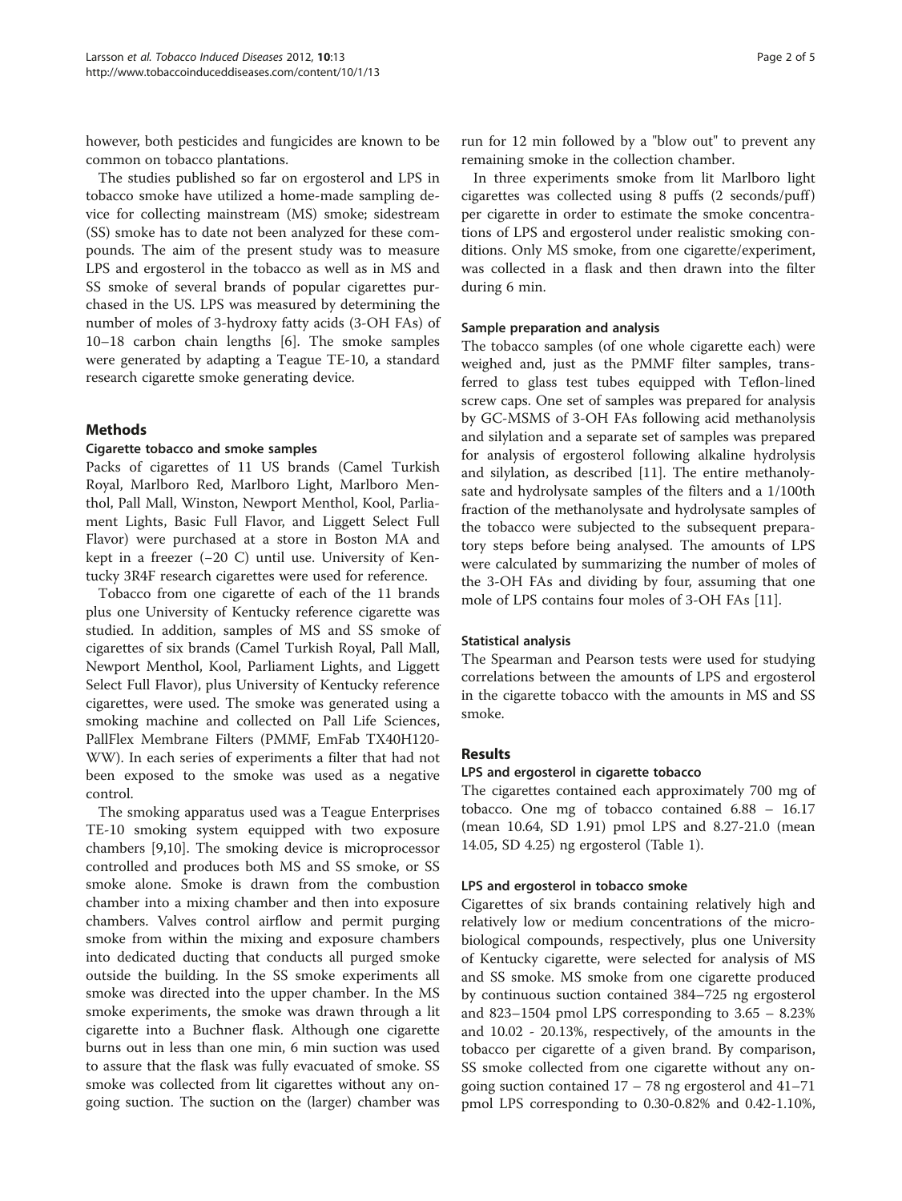however, both pesticides and fungicides are known to be common on tobacco plantations.

The studies published so far on ergosterol and LPS in tobacco smoke have utilized a home-made sampling device for collecting mainstream (MS) smoke; sidestream (SS) smoke has to date not been analyzed for these compounds. The aim of the present study was to measure LPS and ergosterol in the tobacco as well as in MS and SS smoke of several brands of popular cigarettes purchased in the US. LPS was measured by determining the number of moles of 3-hydroxy fatty acids (3-OH FAs) of 10–18 carbon chain lengths [6]. The smoke samples were generated by adapting a Teague TE-10, a standard research cigarette smoke generating device.

## Methods

### Cigarette tobacco and smoke samples

Packs of cigarettes of 11 US brands (Camel Turkish Royal, Marlboro Red, Marlboro Light, Marlboro Menthol, Pall Mall, Winston, Newport Menthol, Kool, Parliament Lights, Basic Full Flavor, and Liggett Select Full Flavor) were purchased at a store in Boston MA and kept in a freezer (−20 C) until use. University of Kentucky 3R4F research cigarettes were used for reference.

Tobacco from one cigarette of each of the 11 brands plus one University of Kentucky reference cigarette was studied. In addition, samples of MS and SS smoke of cigarettes of six brands (Camel Turkish Royal, Pall Mall, Newport Menthol, Kool, Parliament Lights, and Liggett Select Full Flavor), plus University of Kentucky reference cigarettes, were used. The smoke was generated using a smoking machine and collected on Pall Life Sciences, PallFlex Membrane Filters (PMMF, EmFab TX40H120-WW). In each series of experiments a filter that had not been exposed to the smoke was used as a negative control.

The smoking apparatus used was a Teague Enterprises TE-10 smoking system equipped with two exposure chambers [9,10]. The smoking device is microprocessor controlled and produces both MS and SS smoke, or SS smoke alone. Smoke is drawn from the combustion chamber into a mixing chamber and then into exposure chambers. Valves control airflow and permit purging smoke from within the mixing and exposure chambers into dedicated ducting that conducts all purged smoke outside the building. In the SS smoke experiments all smoke was directed into the upper chamber. In the MS smoke experiments, the smoke was drawn through a lit cigarette into a Buchner flask. Although one cigarette burns out in less than one min, 6 min suction was used to assure that the flask was fully evacuated of smoke. SS smoke was collected from lit cigarettes without any ongoing suction. The suction on the (larger) chamber was run for 12 min followed by a "blow out" to prevent any remaining smoke in the collection chamber.

In three experiments smoke from lit Marlboro light cigarettes was collected using 8 puffs (2 seconds/puff) per cigarette in order to estimate the smoke concentrations of LPS and ergosterol under realistic smoking conditions. Only MS smoke, from one cigarette/experiment, was collected in a flask and then drawn into the filter during 6 min.

### Sample preparation and analysis

The tobacco samples (of one whole cigarette each) were weighed and, just as the PMMF filter samples, transferred to glass test tubes equipped with Teflon-lined screw caps. One set of samples was prepared for analysis by GC-MSMS of 3-OH FAs following acid methanolysis and silylation and a separate set of samples was prepared for analysis of ergosterol following alkaline hydrolysis and silylation, as described [11]. The entire methanolysate and hydrolysate samples of the filters and a 1/100th fraction of the methanolysate and hydrolysate samples of the tobacco were subjected to the subsequent preparatory steps before being analysed. The amounts of LPS were calculated by summarizing the number of moles of the 3-OH FAs and dividing by four, assuming that one mole of LPS contains four moles of 3-OH FAs [11].

### Statistical analysis

The Spearman and Pearson tests were used for studying correlations between the amounts of LPS and ergosterol in the cigarette tobacco with the amounts in MS and SS smoke.

## Results

### LPS and ergosterol in cigarette tobacco

The cigarettes contained each approximately 700 mg of tobacco. One mg of tobacco contained 6.88 – 16.17 (mean 10.64, SD 1.91) pmol LPS and 8.27-21.0 (mean 14.05, SD 4.25) ng ergosterol (Table 1).

### LPS and ergosterol in tobacco smoke

Cigarettes of six brands containing relatively high and relatively low or medium concentrations of the microbiological compounds, respectively, plus one University of Kentucky cigarette, were selected for analysis of MS and SS smoke. MS smoke from one cigarette produced by continuous suction contained 384–725 ng ergosterol and 823–1504 pmol LPS corresponding to 3.65 – 8.23% and 10.02 - 20.13%, respectively, of the amounts in the tobacco per cigarette of a given brand. By comparison, SS smoke collected from one cigarette without any ongoing suction contained 17 – 78 ng ergosterol and 41–71 pmol LPS corresponding to 0.30-0.82% and 0.42-1.10%,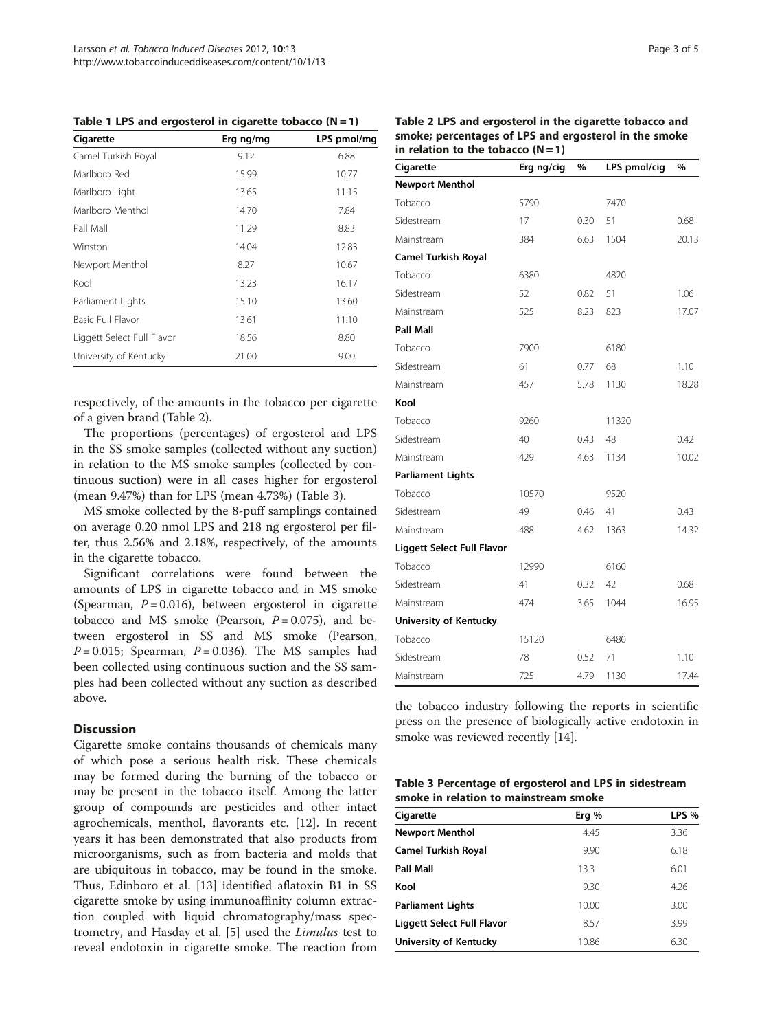**Table 1 LPS and ergosterol in cigarette tobacco (N = 1)**

| Cigarette | Erg ng/mg | LPS pmol/mg |
|---|---|---|
| Camel Turkish Royal | 9.12 | 6.88 |
| Marlboro Red | 15.99 | 10.77 |
| Marlboro Light | 13.65 | 11.15 |
| Marlboro Menthol | 14.70 | 7.84 |
| Pall Mall | 11.29 | 8.83 |
| Winston | 14.04 | 12.83 |
| Newport Menthol | 8.27 | 10.67 |
| Kool | 13.23 | 16.17 |
| Parliament Lights | 15.10 | 13.60 |
| Basic Full Flavor | 13.61 | 11.10 |
| Liggett Select Full Flavor | 18.56 | 8.80 |
| University of Kentucky | 21.00 | 9.00 |

respectively, of the amounts in the tobacco per cigarette of a given brand (Table 2).

The proportions (percentages) of ergosterol and LPS in the SS smoke samples (collected without any suction) in relation to the MS smoke samples (collected by continuous suction) were in all cases higher for ergosterol (mean 9.47%) than for LPS (mean 4.73%) (Table 3).

MS smoke collected by the 8-puff samplings contained on average 0.20 nmol LPS and 218 ng ergosterol per filter, thus 2.56% and 2.18%, respectively, of the amounts in the cigarette tobacco.

Significant correlations were found between the amounts of LPS in cigarette tobacco and in MS smoke (Spearman, $P = 0.016$), between ergosterol in cigarette tobacco and MS smoke (Pearson, $P = 0.075$), and between ergosterol in SS and MS smoke (Pearson, $P = 0.015$; Spearman, $P = 0.036$). The MS samples had been collected using continuous suction and the SS samples had been collected without any suction as described above.

## Discussion

Cigarette smoke contains thousands of chemicals many of which pose a serious health risk. These chemicals may be formed during the burning of the tobacco or may be present in the tobacco itself. Among the latter group of compounds are pesticides and other intact agrochemicals, menthol, flavorants etc. [12]. In recent years it has been demonstrated that also products from microorganisms, such as from bacteria and molds that are ubiquitous in tobacco, may be found in the smoke. Thus, Edinboro et al. [13] identified aflatoxin B1 in SS cigarette smoke by using immunoaffinity column extraction coupled with liquid chromatography/mass spectrometry, and Hasday et al. [5] used the *Limulus* test to reveal endotoxin in cigarette smoke. The reaction from the tobacco industry following the reports in scientific press on the presence of biologically active endotoxin in smoke was reviewed recently [14].

**Table 2 LPS and ergosterol in the cigarette tobacco and smoke; percentages of LPS and ergosterol in the smoke in relation to the tobacco (N = 1)**

| Cigarette | Erg ng/cig | % | LPS pmol/cig | % |
|---|---|---|---|---|
| **Newport Menthol** | | | | |
| Tobacco | 5790 | | 7470 | |
| Sidestream | 17 | 0.30 | 51 | 0.68 |
| Mainstream | 384 | 6.63 | 1504 | 20.13 |
| **Camel Turkish Royal** | | | | |
| Tobacco | 6380 | | 4820 | |
| Sidestream | 52 | 0.82 | 51 | 1.06 |
| Mainstream | 525 | 8.23 | 823 | 17.07 |
| **Pall Mall** | | | | |
| Tobacco | 7900 | | 6180 | |
| Sidestream | 61 | 0.77 | 68 | 1.10 |
| Mainstream | 457 | 5.78 | 1130 | 18.28 |
| **Kool** | | | | |
| Tobacco | 9260 | | 11320 | |
| Sidestream | 40 | 0.43 | 48 | 0.42 |
| Mainstream | 429 | 4.63 | 1134 | 10.02 |
| **Parliament Lights** | | | | |
| Tobacco | 10570 | | 9520 | |
| Sidestream | 49 | 0.46 | 41 | 0.43 |
| Mainstream | 488 | 4.62 | 1363 | 14.32 |
| **Liggett Select Full Flavor** | | | | |
| Tobacco | 12990 | | 6160 | |
| Sidestream | 41 | 0.32 | 42 | 0.68 |
| Mainstream | 474 | 3.65 | 1044 | 16.95 |
| **University of Kentucky** | | | | |
| Tobacco | 15120 | | 6480 | |
| Sidestream | 78 | 0.52 | 71 | 1.10 |
| Mainstream | 725 | 4.79 | 1130 | 17.44 |

**Table 3 Percentage of ergosterol and LPS in sidestream smoke in relation to mainstream smoke**

| Cigarette | Erg % | LPS % |
|---|---|---|
| **Newport Menthol** | 4.45 | 3.36 |
| **Camel Turkish Royal** | 9.90 | 6.18 |
| **Pall Mall** | 13.3 | 6.01 |
| **Kool** | 9.30 | 4.26 |
| **Parliament Lights** | 10.00 | 3.00 |
| **Liggett Select Full Flavor** | 8.57 | 3.99 |
| **University of Kentucky** | 10.86 | 6.30 |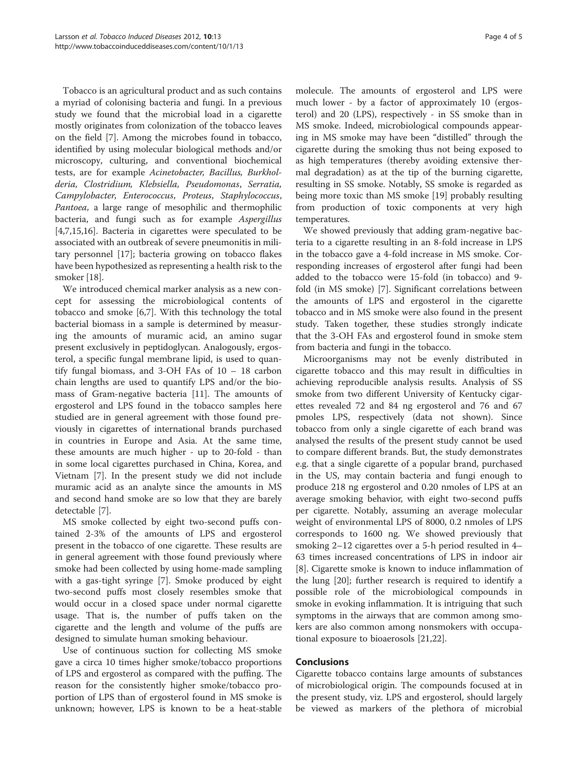Tobacco is an agricultural product and as such contains a myriad of colonising bacteria and fungi. In a previous study we found that the microbial load in a cigarette mostly originates from colonization of the tobacco leaves on the field [7]. Among the microbes found in tobacco, identified by using molecular biological methods and/or microscopy, culturing, and conventional biochemical tests, are for example *Acinetobacter, Bacillus, Burkholderia, Clostridium, Klebsiella, Pseudomonas, Serratia, Campylobacter, Enterococcus, Proteus, Staphylococcus, Pantoea,* a large range of mesophilic and thermophilic bacteria, and fungi such as for example *Aspergillus* [4,7,15,16]. Bacteria in cigarettes were speculated to be associated with an outbreak of severe pneumonitis in military personnel [17]; bacteria growing on tobacco flakes have been hypothesized as representing a health risk to the smoker [18].

We introduced chemical marker analysis as a new concept for assessing the microbiological contents of tobacco and smoke [6,7]. With this technology the total bacterial biomass in a sample is determined by measuring the amounts of muramic acid, an amino sugar present exclusively in peptidoglycan. Analogously, ergosterol, a specific fungal membrane lipid, is used to quantify fungal biomass, and 3-OH FAs of 10 – 18 carbon chain lengths are used to quantify LPS and/or the biomass of Gram-negative bacteria [11]. The amounts of ergosterol and LPS found in the tobacco samples here studied are in general agreement with those found previously in cigarettes of international brands purchased in countries in Europe and Asia. At the same time, these amounts are much higher - up to 20-fold - than in some local cigarettes purchased in China, Korea, and Vietnam [7]. In the present study we did not include muramic acid as an analyte since the amounts in MS and second hand smoke are so low that they are barely detectable [7].

MS smoke collected by eight two-second puffs contained 2-3% of the amounts of LPS and ergosterol present in the tobacco of one cigarette. These results are in general agreement with those found previously where smoke had been collected by using home-made sampling with a gas-tight syringe [7]. Smoke produced by eight two-second puffs most closely resembles smoke that would occur in a closed space under normal cigarette usage. That is, the number of puffs taken on the cigarette and the length and volume of the puffs are designed to simulate human smoking behaviour.

Use of continuous suction for collecting MS smoke gave a circa 10 times higher smoke/tobacco proportions of LPS and ergosterol as compared with the puffing. The reason for the consistently higher smoke/tobacco proportion of LPS than of ergosterol found in MS smoke is unknown; however, LPS is known to be a heat-stable molecule. The amounts of ergosterol and LPS were much lower - by a factor of approximately 10 (ergosterol) and 20 (LPS), respectively - in SS smoke than in MS smoke. Indeed, microbiological compounds appearing in MS smoke may have been "distilled" through the cigarette during the smoking thus not being exposed to as high temperatures (thereby avoiding extensive thermal degradation) as at the tip of the burning cigarette, resulting in SS smoke. Notably, SS smoke is regarded as being more toxic than MS smoke [19] probably resulting from production of toxic components at very high temperatures.

We showed previously that adding gram-negative bacteria to a cigarette resulting in an 8-fold increase in LPS in the tobacco gave a 4-fold increase in MS smoke. Corresponding increases of ergosterol after fungi had been added to the tobacco were 15-fold (in tobacco) and 9-fold (in MS smoke) [7]. Significant correlations between the amounts of LPS and ergosterol in the cigarette tobacco and in MS smoke were also found in the present study. Taken together, these studies strongly indicate that the 3-OH FAs and ergosterol found in smoke stem from bacteria and fungi in the tobacco.

Microorganisms may not be evenly distributed in cigarette tobacco and this may result in difficulties in achieving reproducible analysis results. Analysis of SS smoke from two different University of Kentucky cigarettes revealed 72 and 84 ng ergosterol and 76 and 67 pmoles LPS, respectively (data not shown). Since tobacco from only a single cigarette of each brand was analysed the results of the present study cannot be used to compare different brands. But, the study demonstrates e.g. that a single cigarette of a popular brand, purchased in the US, may contain bacteria and fungi enough to produce 218 ng ergosterol and 0.20 nmoles of LPS at an average smoking behavior, with eight two-second puffs per cigarette. Notably, assuming an average molecular weight of environmental LPS of 8000, 0.2 nmoles of LPS corresponds to 1600 ng. We showed previously that smoking 2–12 cigarettes over a 5-h period resulted in 4–63 times increased concentrations of LPS in indoor air [8]. Cigarette smoke is known to induce inflammation of the lung [20]; further research is required to identify a possible role of the microbiological compounds in smoke in evoking inflammation. It is intriguing that such symptoms in the airways that are common among smokers are also common among nonsmokers with occupational exposure to bioaerosols [21,22].

## Conclusions

Cigarette tobacco contains large amounts of substances of microbiological origin. The compounds focused at in the present study, viz. LPS and ergosterol, should largely be viewed as markers of the plethora of microbial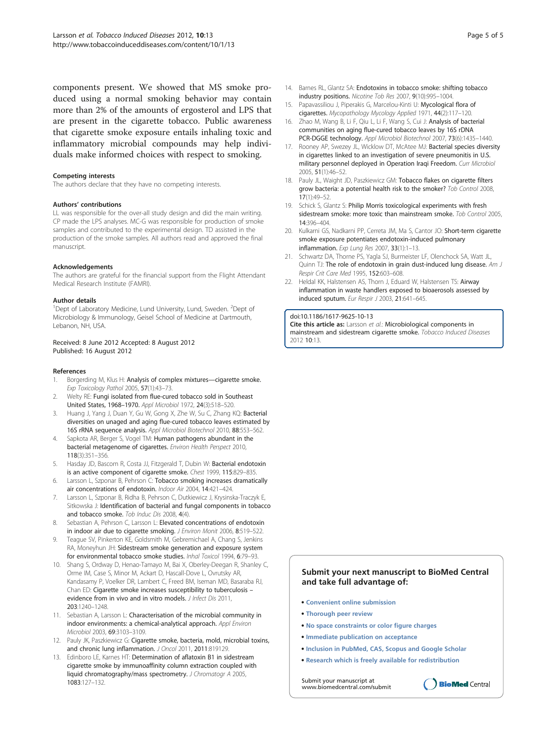components present. We showed that MS smoke produced using a normal smoking behavior may contain more than 2% of the amounts of ergosterol and LPS that are present in the cigarette tobacco. Public awareness that cigarette smoke exposure entails inhaling toxic and inflammatory microbial compounds may help individuals make informed choices with respect to smoking.

#### Competing interests

The authors declare that they have no competing interests.

#### Authors' contributions

LL was responsible for the over-all study design and did the main writing. CP made the LPS analyses. MC-G was responsible for production of smoke samples and contributed to the experimental design. TD assisted in the production of the smoke samples. All authors read and approved the final manuscript.

#### Acknowledgements

The authors are grateful for the financial support from the Flight Attendant Medical Research Institute (FAMRI).

#### Author details

[1]Dept of Laboratory Medicine, Lund University, Lund, Sweden. [2]Dept of Microbiology & Immunology, Geisel School of Medicine at Dartmouth, Lebanon, NH, USA.

Received: 8 June 2012 Accepted: 8 August 2012
Published: 16 August 2012

#### References

1. Borgerding M, Klus H: **Analysis of complex mixtures—cigarette smoke.** *Exp Toxicology Pathol* 2005, **57**(1):43–73.
2. Welty RE: **Fungi isolated from flue-cured tobacco sold in Southeast United States, 1968–1970.** *Appl Microbiol* 1972, **24**(3):518–520.
3. Huang J, Yang J, Duan Y, Gu W, Gong X, Zhe W, Su C, Zhang KQ: **Bacterial diversities on unaged and aging flue-cured tobacco leaves estimated by 16S rRNA sequence analysis.** *Appl Microbiol Biotechnol* 2010, **88**:553–562.
4. Sapkota AR, Berger S, Vogel TM: **Human pathogens abundant in the bacterial metagenome of cigarettes.** *Environ Health Perspect* 2010, **118**(3):351–356.
5. Hasday JD, Bascom R, Costa JJ, Fitzgerald T, Dubin W: **Bacterial endotoxin is an active component of cigarette smoke.** *Chest* 1999, **115**:829–835.
6. Larsson L, Szponar B, Pehrson C: **Tobacco smoking increases dramatically air concentrations of endotoxin.** *Indoor Air* 2004, **14**:421–424.
7. Larsson L, Szponar B, Ridha B, Pehrson C, Dutkiewicz J, Krysinska-Traczyk E, Sitkowska J: **Identification of bacterial and fungal components in tobacco and tobacco smoke.** *Tob Induc Dis* 2008, **4**(4).
8. Sebastian A, Pehrson C, Larsson L: **Elevated concentrations of endotoxin in indoor air due to cigarette smoking.** *J Environ Monit* 2006, **8**:519–522.
9. Teague SV, Pinkerton KE, Goldsmith M, Gebremichael A, Chang S, Jenkins RA, Moneyhun JH: **Sidestream smoke generation and exposure system for environmental tobacco smoke studies.** *Inhal Toxicol* 1994, **6**:79–93.
10. Shang S, Ordway D, Henao-Tamayo M, Bai X, Oberley-Deegan R, Shanley C, Orme IM, Case S, Minor M, Ackart D, Hascall-Dove L, Ovrutsky AR, Kandasamy P, Voelker DR, Lambert C, Freed BM, Iseman MD, Basaraba RJ, Chan ED: **Cigarette smoke increases susceptibility to tuberculosis – evidence from in vivo and in vitro models.** *J Infect Dis* 2011, **203**:1240–1248.
11. Sebastian A, Larsson L: **Characterisation of the microbial community in indoor environments: a chemical-analytical approach.** *Appl Environ Microbiol* 2003, **69**:3103–3109.
12. Pauly JK, Paszkiewicz G: **Cigarette smoke, bacteria, mold, microbial toxins, and chronic lung inflammation.** *J Oncol* 2011, **2011**:819129.
13. Edinboro LE, Karnes HT: **Determination of aflatoxin B1 in sidestream cigarette smoke by immunoaffinity column extraction coupled with liquid chromatography/mass spectrometry.** *J Chromatogr A* 2005, **1083**:127–132.
14. Barnes RL, Glantz SA: **Endotoxins in tobacco smoke: shifting tobacco industry positions.** *Nicotine Tob Res* 2007, **9**(10):995–1004.
15. Papavassiliou J, Piperakis G, Marcelou-Kinti U: **Mycological flora of cigarettes.** *Mycopathology Mycology Applied* 1971, **44**(2):117–120.
16. Zhao M, Wang B, Li F, Qiu L, Li F, Wang S, Cui J: **Analysis of bacterial communities on aging flue-cured tobacco leaves by 16S rDNA PCR-DGGE technology.** *Appl Microbiol Biotechnol* 2007, **73**(6):1435–1440.
17. Rooney AP, Swezey JL, Wicklow DT, McAtee MJ: **Bacterial species diversity in cigarettes linked to an investigation of severe pneumonitis in U.S. military personnel deployed in Operation Iraqi Freedom.** *Curr Microbiol* 2005, **51**(1):46–52.
18. Pauly JL, Waight JD, Paszkiewicz GM: **Tobacco flakes on cigarette filters grow bacteria: a potential health risk to the smoker?** *Tob Control* 2008, **17**(1):49–52.
19. Schick S, Glantz S: **Philip Morris toxicological experiments with fresh sidestream smoke: more toxic than mainstream smoke.** *Tob Control* 2005, 14:396–404.
20. Kulkarni GS, Nadkarni PP, Cerreta JM, Ma S, Cantor JO: **Short-term cigarette smoke exposure potentiates endotoxin-induced pulmonary inflammation.** *Exp Lung Res* 2007, **33**(1):1–13.
21. Schwartz DA, Thorne PS, Yagla SJ, Burmeister LF, Olenchock SA, Watt JL, Quinn TJ: **The role of endotoxin in grain dust-induced lung disease.** *Am J Respir Crit Care Med* 1995, **152**:603–608.
22. Heldal KK, Halstensen AS, Thorn J, Eduard W, Halstensen TS: **Airway inflammation in waste handlers exposed to bioaerosols assessed by induced sputum.** *Eur Respir J* 2003, **21**:641–645.

doi:10.1186/1617-9625-10-13
**Cite this article as:** Larsson *et al.*: Microbiological components in mainstream and sidestream cigarette smoke. *Tobacco Induced Diseases* 2012 **10**:13.

**Submit your next manuscript to BioMed Central and take full advantage of:**

- **Convenient online submission**
- **Thorough peer review**
- **No space constraints or color figure charges**
- **Immediate publication on acceptance**
- **Inclusion in PubMed, CAS, Scopus and Google Scholar**
- **Research which is freely available for redistribution**

Submit your manuscript at
www.biomedcentral.com/submit

BioMed Central